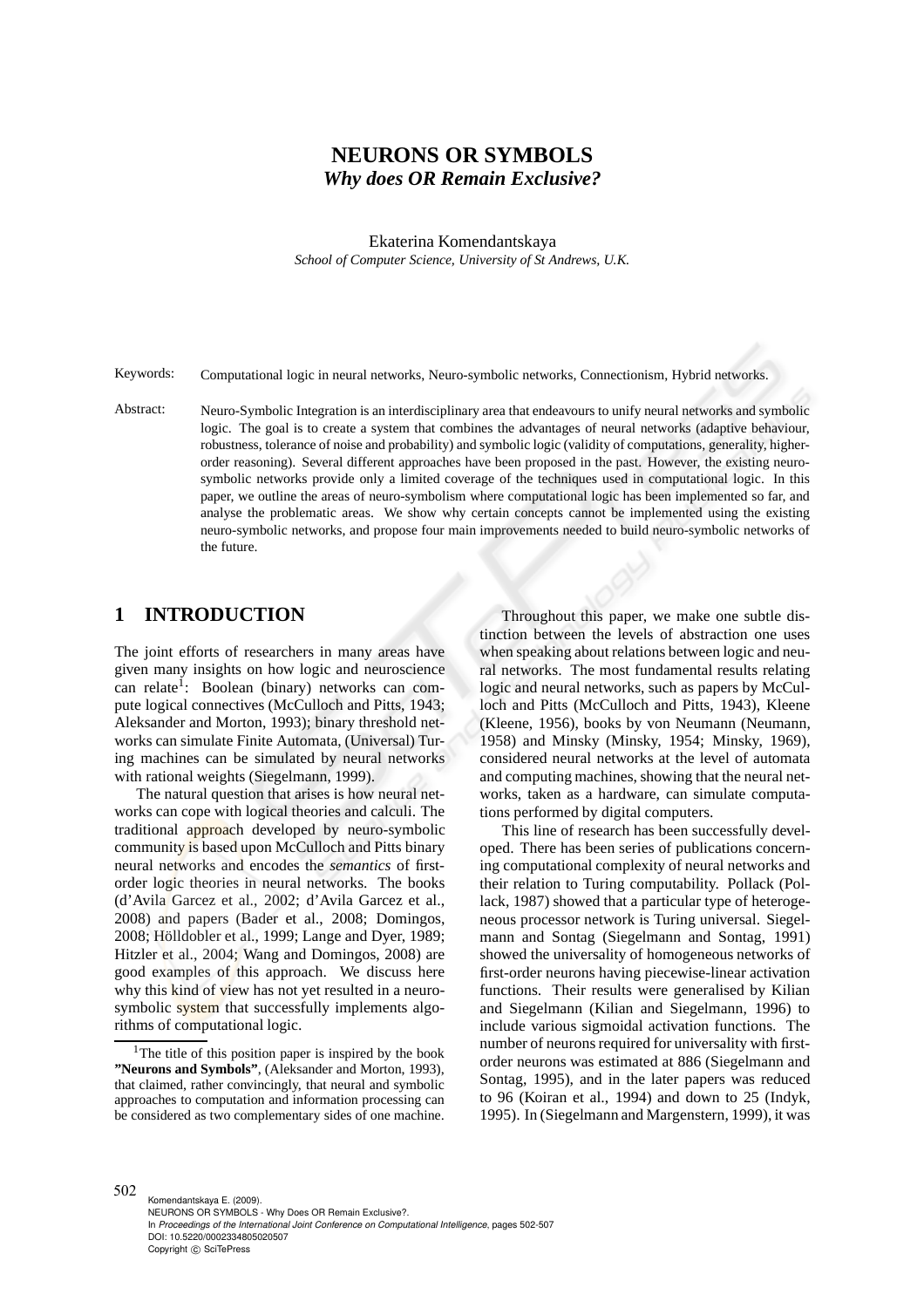# NEURONS OR SYMBOLS

## *Why does OR Remain Exclusive?*

Ekaterina Komendantskaya

*School of Computer Science, University of St Andrews, U.K.*

Keywords: Computational logic in neural networks, Neuro-symbolic networks, Connectionism, Hybrid networks.

Abstract: Neuro-Symbolic Integration is an interdisciplinary area that endeavours to unify neural networks and symbolic logic. The goal is to create a system that combines the advantages of neural networks (adaptive behaviour, robustness, tolerance of noise and probability) and symbolic logic (validity of computations, generality, higher-order reasoning). Several different approaches have been proposed in the past. However, the existing neuro-symbolic networks provide only a limited coverage of the techniques used in computational logic. In this paper, we outline the areas of neuro-symbolism where computational logic has been implemented so far, and analyse the problematic areas. We show why certain concepts cannot be implemented using the existing neuro-symbolic networks, and propose four main improvements needed to build neuro-symbolic networks of the future.

## 1 INTRODUCTION

The joint efforts of researchers in many areas have given many insights on how logic and neuroscience can relate[1]: Boolean (binary) networks can compute logical connectives (McCulloch and Pitts, 1943; Aleksander and Morton, 1993); binary threshold networks can simulate Finite Automata, (Universal) Turing machines can be simulated by neural networks with rational weights (Siegelmann, 1999).

The natural question that arises is how neural networks can cope with logical theories and calculi. The traditional approach developed by neuro-symbolic community is based upon McCulloch and Pitts binary neural networks and encodes the *semantics* of first-order logic theories in neural networks. The books (d'Avila Garcez et al., 2002; d'Avila Garcez et al., 2008) and papers (Bader et al., 2008; Domingos, 2008; Hölldobler et al., 1999; Lange and Dyer, 1989; Hitzler et al., 2004; Wang and Domingos, 2008) are good examples of this approach. We discuss here why this kind of view has not yet resulted in a neuro-symbolic system that successfully implements algorithms of computational logic.

Throughout this paper, we make one subtle distinction between the levels of abstraction one uses when speaking about relations between logic and neural networks. The most fundamental results relating logic and neural networks, such as papers by McCulloch and Pitts (McCulloch and Pitts, 1943), Kleene (Kleene, 1956), books by von Neumann (Neumann, 1958) and Minsky (Minsky, 1954; Minsky, 1969), considered neural networks at the level of automata and computing machines, showing that the neural networks, taken as a hardware, can simulate computations performed by digital computers.

This line of research has been successfully developed. There has been series of publications concerning computational complexity of neural networks and their relation to Turing computability. Pollack (Pollack, 1987) showed that a particular type of heterogeneous processor network is Turing universal. Siegelmann and Sontag (Siegelmann and Sontag, 1991) showed the universality of homogeneous networks of first-order neurons having piecewise-linear activation functions. Their results were generalised by Kilian and Siegelmann (Kilian and Siegelmann, 1996) to include various sigmoidal activation functions. The number of neurons required for universality with first-order neurons was estimated at 886 (Siegelmann and Sontag, 1995), and in the later papers was reduced to 96 (Koiran et al., 1994) and down to 25 (Indyk, 1995). In (Siegelmann and Margenstern, 1999), it was

[1] The title of this position paper is inspired by the book **"Neurons and Symbols"**, (Aleksander and Morton, 1993), that claimed, rather convincingly, that neural and symbolic approaches to computation and information processing can be considered as two complementary sides of one machine.

Komendantskaya E. (2009).
NEURONS OR SYMBOLS - Why Does OR Remain Exclusive?.
In *Proceedings of the International Joint Conference on Computational Intelligence*, pages 502-507
DOI: 10.5220/0002334805020507
Copyright © SciTePress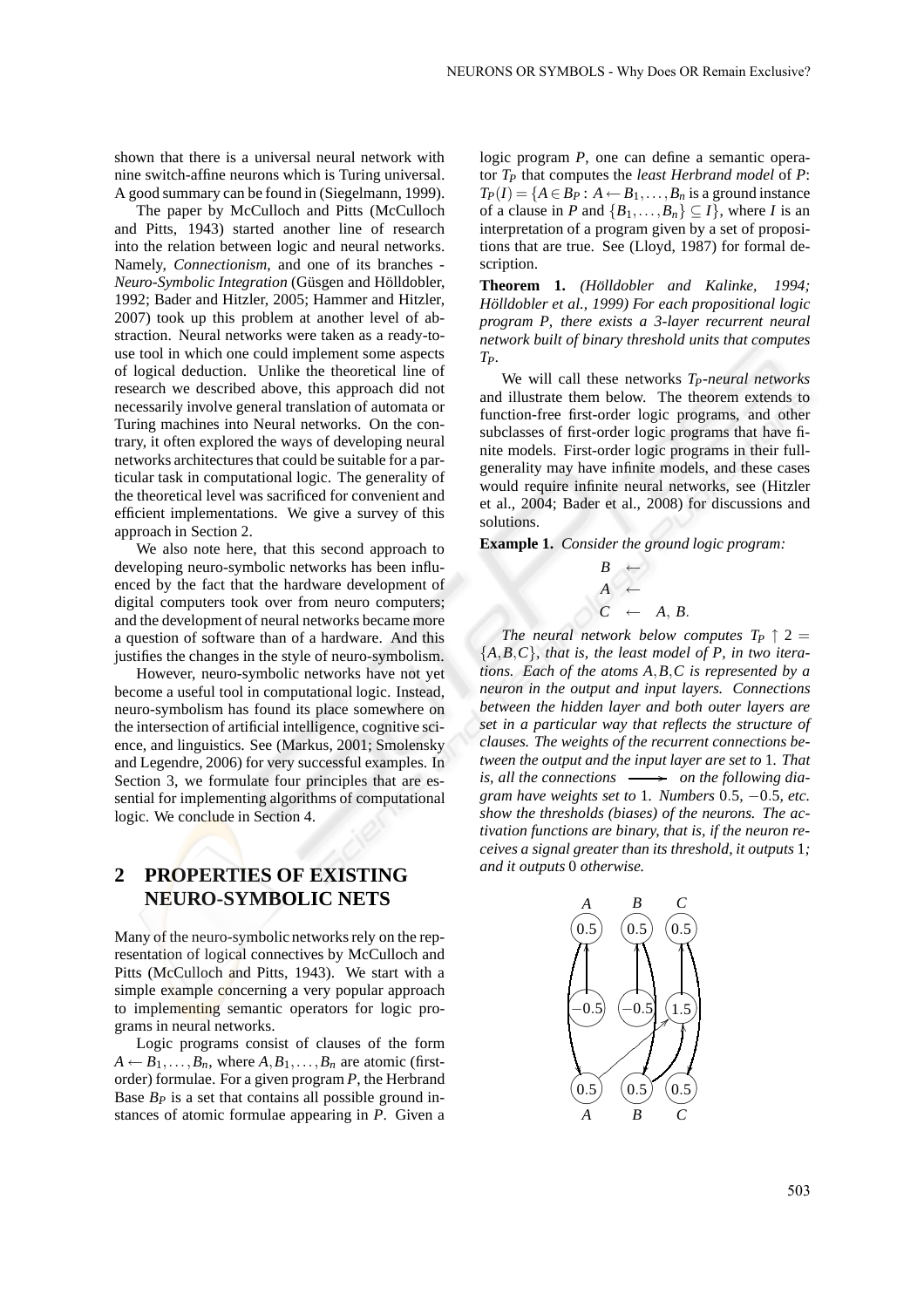shown that there is a universal neural network with nine switch-affine neurons which is Turing universal. A good summary can be found in (Siegelmann, 1999).

The paper by McCulloch and Pitts (McCulloch and Pitts, 1943) started another line of research into the relation between logic and neural networks. Namely, *Connectionism*, and one of its branches - *Neuro-Symbolic Integration* (Güsgen and Hölldobler, 1992; Bader and Hitzler, 2005; Hammer and Hitzler, 2007) took up this problem at another level of abstraction. Neural networks were taken as a ready-to-use tool in which one could implement some aspects of logical deduction. Unlike the theoretical line of research we described above, this approach did not necessarily involve general translation of automata or Turing machines into Neural networks. On the contrary, it often explored the ways of developing neural networks architectures that could be suitable for a particular task in computational logic. The generality of the theoretical level was sacrificed for convenient and efficient implementations. We give a survey of this approach in Section 2.

We also note here, that this second approach to developing neuro-symbolic networks has been influenced by the fact that the hardware development of digital computers took over from neuro computers; and the development of neural networks became more a question of software than of a hardware. And this justifies the changes in the style of neuro-symbolism.

However, neuro-symbolic networks have not yet become a useful tool in computational logic. Instead, neuro-symbolism has found its place somewhere on the intersection of artificial intelligence, cognitive science, and linguistics. See (Markus, 2001; Smolensky and Legendre, 2006) for very successful examples. In Section 3, we formulate four principles that are essential for implementing algorithms of computational logic. We conclude in Section 4.

## 2 PROPERTIES OF EXISTING NEURO-SYMBOLIC NETS

Many of the neuro-symbolic networks rely on the representation of logical connectives by McCulloch and Pitts (McCulloch and Pitts, 1943). We start with a simple example concerning a very popular approach to implementing semantic operators for logic programs in neural networks.

Logic programs consist of clauses of the form $A \leftarrow B_1, \ldots, B_n$, where $A, B_1, \ldots, B_n$ are atomic (first-order) formulae. For a given program $P$, the Herbrand Base $B_P$ is a set that contains all possible ground instances of atomic formulae appearing in $P$. Given a logic program $P$, one can define a semantic operator $T_P$ that computes the *least Herbrand model* of $P$: $T_P(I) = \{A \in B_P : A \leftarrow B_1, \ldots, B_n$ is a ground instance of a clause in $P$ and $\{B_1, \ldots, B_n\} \subseteq I\}$, where $I$ is an interpretation of a program given by a set of propositions that are true. See (Lloyd, 1987) for formal description.

**Theorem 1.** *(Hölldobler and Kalinke, 1994; Hölldobler et al., 1999) For each propositional logic program P, there exists a 3-layer recurrent neural network built of binary threshold units that computes $T_P$.*

We will call these networks *$T_P$-neural networks* and illustrate them below. The theorem extends to function-free first-order logic programs, and other subclasses of first-order logic programs that have finite models. First-order logic programs in their full-generality may have infinite models, and these cases would require infinite neural networks, see (Hitzler et al., 2004; Bader et al., 2008) for discussions and solutions.

**Example 1.** *Consider the ground logic program:*

$$
\begin{array}{lcl}
B & \leftarrow & \\
A & \leftarrow & \\
C & \leftarrow & A, B.
\end{array}
$$

*The neural network below computes $T_P \uparrow 2 = \{A, B, C\}$, that is, the least model of $P$, in two iterations. Each of the atoms $A, B, C$ is represented by a neuron in the output and input layers. Connections between the hidden layer and both outer layers are set in a particular way that reflects the structure of clauses. The weights of the recurrent connections between the output and the input layer are set to 1. That is, all the connections $\longrightarrow$ on the following diagram have weights set to 1. Numbers 0.5, −0.5, etc. show the thresholds (biases) of the neurons. The activation functions are binary, that is, if the neuron receives a signal greater than its threshold, it outputs 1; and it outputs 0 otherwise.*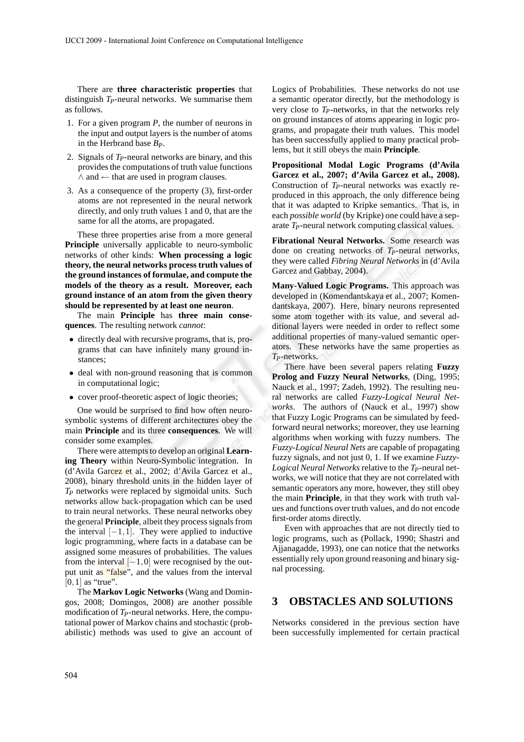There are **three characteristic properties** that distinguish $T_P$-neural networks. We summarise them as follows.

1. For a given program $P$, the number of neurons in the input and output layers is the number of atoms in the Herbrand base $B_P$.
2. Signals of $T_P$-neural networks are binary, and this provides the computations of truth value functions $\wedge$ and $\leftarrow$ that are used in program clauses.
3. As a consequence of the property (3), first-order atoms are not represented in the neural network directly, and only truth values 1 and 0, that are the same for all the atoms, are propagated.

These three properties arise from a more general **Principle** universally applicable to neuro-symbolic networks of other kinds: **When processing a logic theory, the neural networks process truth values of the ground instances of formulae, and compute the models of the theory as a result. Moreover, each ground instance of an atom from the given theory should be represented by at least one neuron**.

The main **Principle** has **three main consequences**. The resulting network *cannot*:

- directly deal with recursive programs, that is, programs that can have infinitely many ground instances;
- deal with non-ground reasoning that is common in computational logic;
- cover proof-theoretic aspect of logic theories;

One would be surprised to find how often neuro-symbolic systems of different architectures obey the main **Principle** and its three **consequences**. We will consider some examples.

There were attempts to develop an original **Learning Theory** within Neuro-Symbolic integration. In (d'Avila Garcez et al., 2002; d'Avila Garcez et al., 2008), binary threshold units in the hidden layer of $T_P$ networks were replaced by sigmoidal units. Such networks allow back-propagation which can be used to train neural networks. These neural networks obey the general **Principle**, albeit they process signals from the interval $[-1,1]$. They were applied to inductive logic programming, where facts in a database can be assigned some measures of probabilities. The values from the interval $[-1,0]$ were recognised by the output unit as "false", and the values from the interval $[0,1]$ as "true".

The **Markov Logic Networks** (Wang and Domingos, 2008; Domingos, 2008) are another possible modification of $T_P$-neural networks. Here, the computational power of Markov chains and stochastic (probabilistic) methods was used to give an account of Logics of Probabilities. These networks do not use a semantic operator directly, but the methodology is very close to $T_P$-networks, in that the networks rely on ground instances of atoms appearing in logic programs, and propagate their truth values. This model has been successfully applied to many practical problems, but it still obeys the main **Principle**.

**Propositional Modal Logic Programs (d'Avila Garcez et al., 2007; d'Avila Garcez et al., 2008).** Construction of $T_P$-neural networks was exactly reproduced in this approach, the only difference being that it was adapted to Kripke semantics. That is, in each *possible world* (by Kripke) one could have a separate $T_P$-neural network computing classical values.

**Fibrational Neural Networks.** Some research was done on creating networks of $T_P$-neural networks, they were called *Fibring Neural Networks* in (d'Avila Garcez and Gabbay, 2004).

**Many-Valued Logic Programs.** This approach was developed in (Komendantskaya et al., 2007; Komendantskaya, 2007). Here, binary neurons represented some atom together with its value, and several additional layers were needed in order to reflect some additional properties of many-valued semantic operators. These networks have the same properties as $T_P$-networks.

There have been several papers relating **Fuzzy Prolog and Fuzzy Neural Networks**, (Ding, 1995; Nauck et al., 1997; Zadeh, 1992). The resulting neural networks are called *Fuzzy-Logical Neural Networks*. The authors of (Nauck et al., 1997) show that Fuzzy Logic Programs can be simulated by feedforward neural networks; moreover, they use learning algorithms when working with fuzzy numbers. The *Fuzzy-Logical Neural Nets* are capable of propagating fuzzy signals, and not just 0, 1. If we examine *Fuzzy-Logical Neural Networks* relative to the $T_P$-neural networks, we will notice that they are not correlated with semantic operators any more, however, they still obey the main **Principle**, in that they work with truth values and functions over truth values, and do not encode first-order atoms directly.

Even with approaches that are not directly tied to logic programs, such as (Pollack, 1990; Shastri and Ajjanagadde, 1993), one can notice that the networks essentially rely upon ground reasoning and binary signal processing.

## 3 OBSTACLES AND SOLUTIONS

Networks considered in the previous section have been successfully implemented for certain practical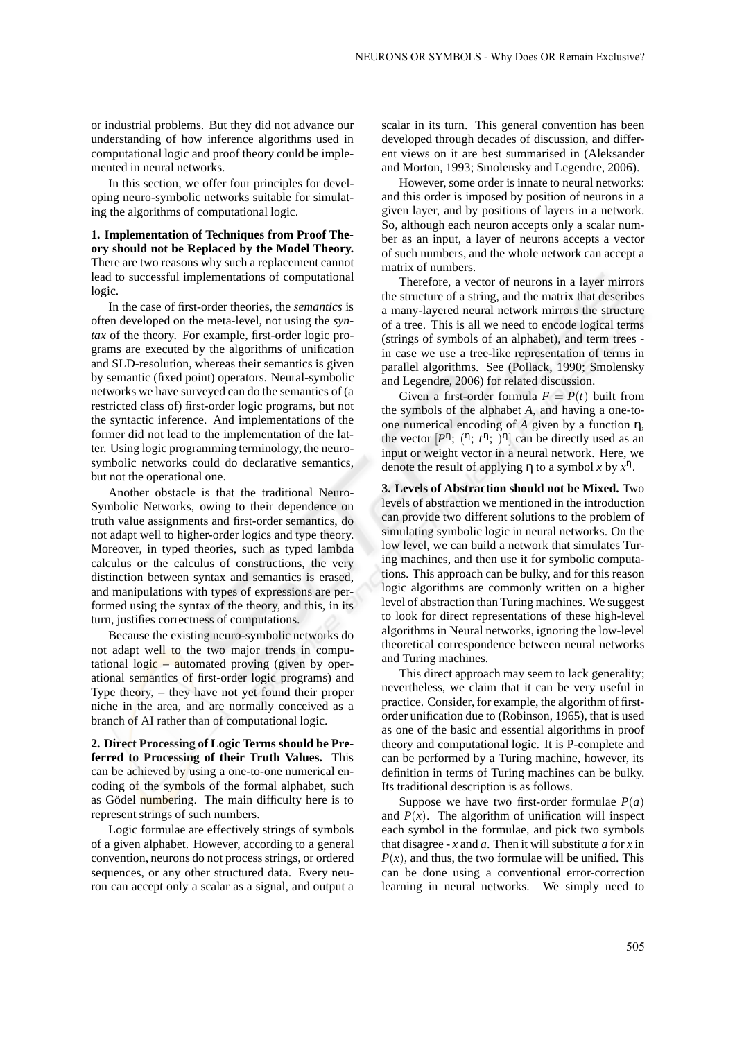or industrial problems. But they did not advance our understanding of how inference algorithms used in computational logic and proof theory could be implemented in neural networks.

In this section, we offer four principles for developing neuro-symbolic networks suitable for simulating the algorithms of computational logic.

**1. Implementation of Techniques from Proof Theory should not be Replaced by the Model Theory.** There are two reasons why such a replacement cannot lead to successful implementations of computational logic.

In the case of first-order theories, the *semantics* is often developed on the meta-level, not using the *syntax* of the theory. For example, first-order logic programs are executed by the algorithms of unification and SLD-resolution, whereas their semantics is given by semantic (fixed point) operators. Neural-symbolic networks we have surveyed can do the semantics of (a restricted class of) first-order logic programs, but not the syntactic inference. And implementations of the former did not lead to the implementation of the latter. Using logic programming terminology, the neuro-symbolic networks could do declarative semantics, but not the operational one.

Another obstacle is that the traditional Neuro-Symbolic Networks, owing to their dependence on truth value assignments and first-order semantics, do not adapt well to higher-order logics and type theory. Moreover, in typed theories, such as typed lambda calculus or the calculus of constructions, the very distinction between syntax and semantics is erased, and manipulations with types of expressions are performed using the syntax of the theory, and this, in its turn, justifies correctness of computations.

Because the existing neuro-symbolic networks do not adapt well to the two major trends in computational logic – automated proving (given by operational semantics of first-order logic programs) and Type theory, – they have not yet found their proper niche in the area, and are normally conceived as a branch of AI rather than of computational logic.

**2. Direct Processing of Logic Terms should be Preferred to Processing of their Truth Values.** This can be achieved by using a one-to-one numerical encoding of the symbols of the formal alphabet, such as Gödel numbering. The main difficulty here is to represent strings of such numbers.

Logic formulae are effectively strings of symbols of a given alphabet. However, according to a general convention, neurons do not process strings, or ordered sequences, or any other structured data. Every neuron can accept only a scalar as a signal, and output a scalar in its turn. This general convention has been developed through decades of discussion, and different views on it are best summarised in (Aleksander and Morton, 1993; Smolensky and Legendre, 2006).

However, some order is innate to neural networks: and this order is imposed by position of neurons in a given layer, and by positions of layers in a network. So, although each neuron accepts only a scalar number as an input, a layer of neurons accepts a vector of such numbers, and the whole network can accept a matrix of numbers.

Therefore, a vector of neurons in a layer mirrors the structure of a string, and the matrix that describes a many-layered neural network mirrors the structure of a tree. This is all we need to encode logical terms (strings of symbols of an alphabet), and term trees - in case we use a tree-like representation of terms in parallel algorithms. See (Pollack, 1990; Smolensky and Legendre, 2006) for related discussion.

Given a first-order formula $F = P(t)$ built from the symbols of the alphabet $A$, and having a one-to-one numerical encoding of $A$ given by a function $\eta$, the vector $[P^{\eta}; (^{\eta}; t^{\eta}; )^{\eta}]$ can be directly used as an input or weight vector in a neural network. Here, we denote the result of applying $\eta$ to a symbol $x$ by $x^{\eta}$.

**3. Levels of Abstraction should not be Mixed.** Two levels of abstraction we mentioned in the introduction can provide two different solutions to the problem of simulating symbolic logic in neural networks. On the low level, we can build a network that simulates Turing machines, and then use it for symbolic computations. This approach can be bulky, and for this reason logic algorithms are commonly written on a higher level of abstraction than Turing machines. We suggest to look for direct representations of these high-level algorithms in Neural networks, ignoring the low-level theoretical correspondence between neural networks and Turing machines.

This direct approach may seem to lack generality; nevertheless, we claim that it can be very useful in practice. Consider, for example, the algorithm of first-order unification due to (Robinson, 1965), that is used as one of the basic and essential algorithms in proof theory and computational logic. It is P-complete and can be performed by a Turing machine, however, its definition in terms of Turing machines can be bulky. Its traditional description is as follows.

Suppose we have two first-order formulae $P(a)$ and $P(x)$. The algorithm of unification will inspect each symbol in the formulae, and pick two symbols that disagree - $x$ and $a$. Then it will substitute $a$ for $x$ in $P(x)$, and thus, the two formulae will be unified. This can be done using a conventional error-correction learning in neural networks. We simply need to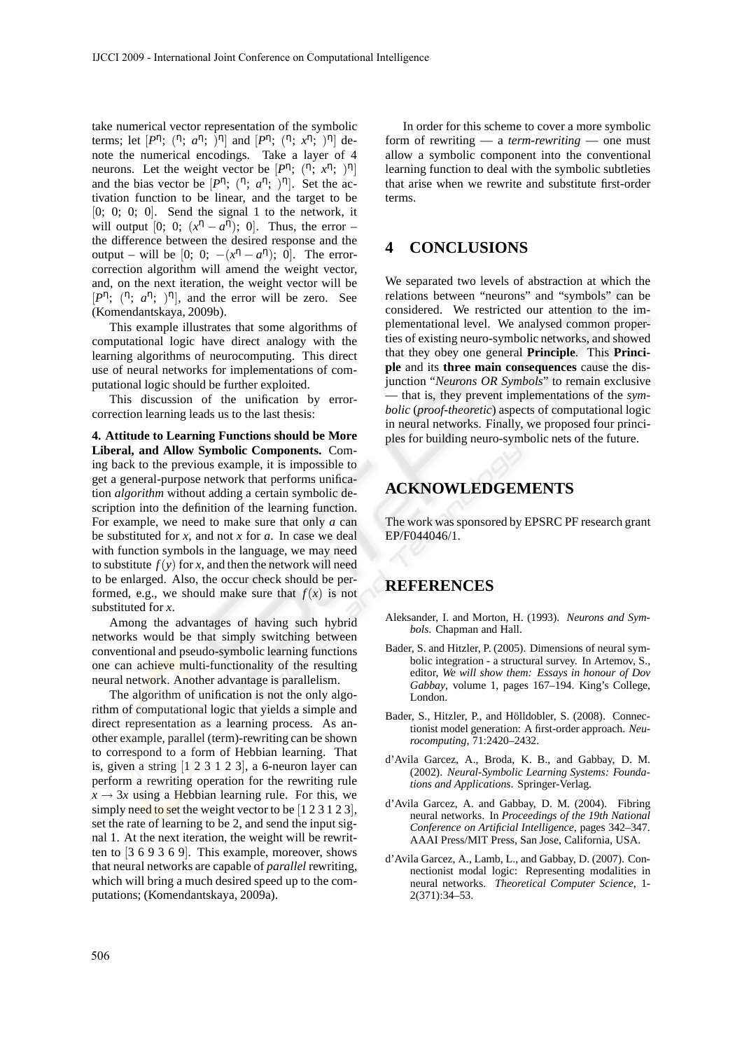take numerical vector representation of the symbolic terms; let $[P^{\sqcap}; (^{\sqcap}; a^{\sqcap}; )^{\sqcap}]$ and $[P^{\sqcap}; (^{\sqcap}; x^{\sqcap}; )^{\sqcap}]$ denote the numerical encodings. Take a layer of 4 neurons. Let the weight vector be $[P^{\sqcap}; (^{\sqcap}; x^{\sqcap}; )^{\sqcap}]$ and the bias vector be $[P^{\sqcap}; (^{\sqcap}; a^{\sqcap}; )^{\sqcap}]$. Set the activation function to be linear, and the target to be $[0; 0; 0; 0]$. Send the signal 1 to the network, it will output $[0; 0; (x^{\sqcap} - a^{\sqcap}); 0]$. Thus, the error – the difference between the desired response and the output – will be $[0; 0; -(x^{\sqcap} - a^{\sqcap}); 0]$. The error-correction algorithm will amend the weight vector, and, on the next iteration, the weight vector will be $[P^{\sqcap}; (^{\sqcap}; a^{\sqcap}; )^{\sqcap}]$, and the error will be zero. See (Komendantskaya, 2009b).

This example illustrates that some algorithms of computational logic have direct analogy with the learning algorithms of neurocomputing. This direct use of neural networks for implementations of computational logic should be further exploited.

This discussion of the unification by error-correction learning leads us to the last thesis:

**4. Attitude to Learning Functions should be More Liberal, and Allow Symbolic Components.** Coming back to the previous example, it is impossible to get a general-purpose network that performs unification *algorithm* without adding a certain symbolic description into the definition of the learning function. For example, we need to make sure that only $a$ can be substituted for $x$, and not $x$ for $a$. In case we deal with function symbols in the language, we may need to substitute $f(y)$ for $x$, and then the network will need to be enlarged. Also, the occur check should be performed, e.g., we should make sure that $f(x)$ is not substituted for $x$.

Among the advantages of having such hybrid networks would be that simply switching between conventional and pseudo-symbolic learning functions one can achieve multi-functionality of the resulting neural network. Another advantage is parallelism.

The algorithm of unification is not the only algorithm of computational logic that yields a simple and direct representation as a learning process. As another example, parallel (term)-rewriting can be shown to correspond to a form of Hebbian learning. That is, given a string $[1\ 2\ 3\ 1\ 2\ 3]$, a 6-neuron layer can perform a rewriting operation for the rewriting rule $x \to 3x$ using a Hebbian learning rule. For this, we simply need to set the weight vector to be $[1\ 2\ 3\ 1\ 2\ 3]$, set the rate of learning to be 2, and send the input signal 1. At the next iteration, the weight will be rewritten to $[3\ 6\ 9\ 3\ 6\ 9]$. This example, moreover, shows that neural networks are capable of *parallel* rewriting, which will bring a much desired speed up to the computations; (Komendantskaya, 2009a).

In order for this scheme to cover a more symbolic form of rewriting — a *term-rewriting* — one must allow a symbolic component into the conventional learning function to deal with the symbolic subtleties that arise when we rewrite and substitute first-order terms.

## 4 CONCLUSIONS

We separated two levels of abstraction at which the relations between "neurons" and "symbols" can be considered. We restricted our attention to the implementational level. We analysed common properties of existing neuro-symbolic networks, and showed that they obey one general **Principle**. This **Principle** and its **three main consequences** cause the disjunction "*Neurons OR Symbols*" to remain exclusive — that is, they prevent implementations of the *symbolic* (*proof-theoretic*) aspects of computational logic in neural networks. Finally, we proposed four principles for building neuro-symbolic nets of the future.

## ACKNOWLEDGEMENTS

The work was sponsored by EPSRC PF research grant EP/F044046/1.

## REFERENCES

Aleksander, I. and Morton, H. (1993). *Neurons and Symbols*. Chapman and Hall.

Bader, S. and Hitzler, P. (2005). Dimensions of neural symbolic integration - a structural survey. In Artemov, S., editor, *We will show them: Essays in honour of Dov Gabbay*, volume 1, pages 167–194. King's College, London.

Bader, S., Hitzler, P., and Hölldobler, S. (2008). Connectionist model generation: A first-order approach. *Neurocomputing*, 71:2420–2432.

d'Avila Garcez, A., Broda, K. B., and Gabbay, D. M. (2002). *Neural-Symbolic Learning Systems: Foundations and Applications*. Springer-Verlag.

d'Avila Garcez, A. and Gabbay, D. M. (2004). Fibring neural networks. In *Proceedings of the 19th National Conference on Artificial Intelligence*, pages 342–347. AAAI Press/MIT Press, San Jose, California, USA.

d'Avila Garcez, A., Lamb, L., and Gabbay, D. (2007). Connectionist modal logic: Representing modalities in neural networks. *Theoretical Computer Science*, 1-2(371):34–53.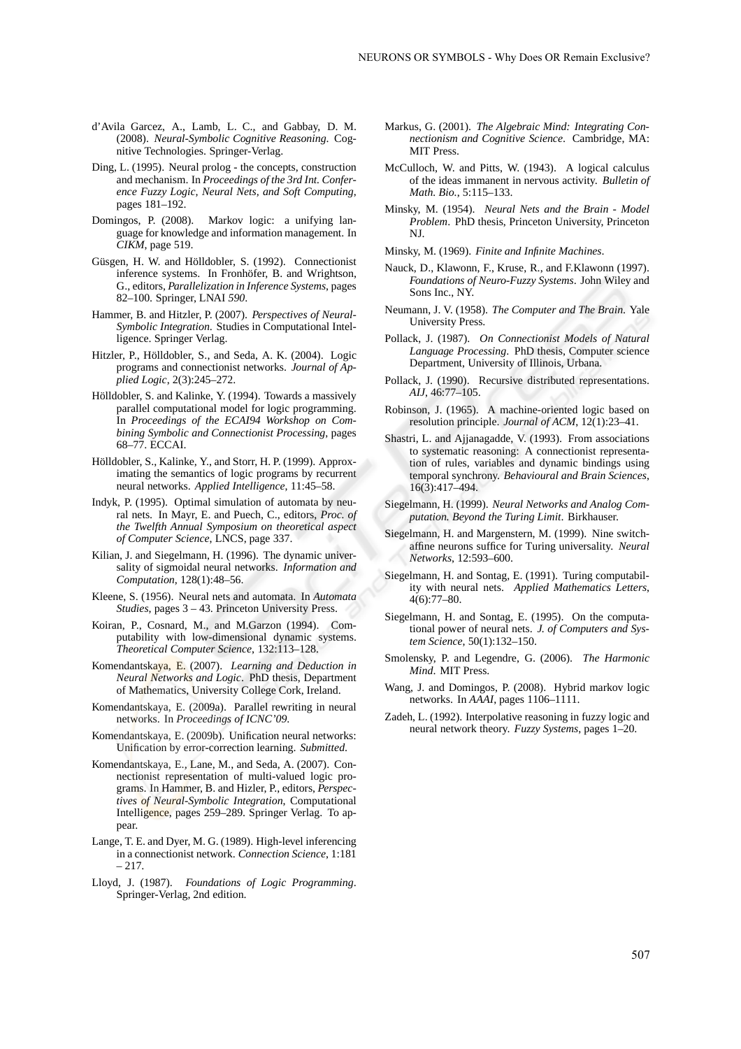d'Avila Garcez, A., Lamb, L. C., and Gabbay, D. M. (2008). *Neural-Symbolic Cognitive Reasoning*. Cognitive Technologies. Springer-Verlag.

Ding, L. (1995). Neural prolog - the concepts, construction and mechanism. In *Proceedings of the 3rd Int. Conference Fuzzy Logic, Neural Nets, and Soft Computing*, pages 181–192.

Domingos, P. (2008). Markov logic: a unifying language for knowledge and information management. In *CIKM*, page 519.

Güsgen, H. W. and Hölldobler, S. (1992). Connectionist inference systems. In Fronhöfer, B. and Wrightson, G., editors, *Parallelization in Inference Systems*, pages 82–100. Springer, LNAI *590*.

Hammer, B. and Hitzler, P. (2007). *Perspectives of Neural-Symbolic Integration*. Studies in Computational Intelligence. Springer Verlag.

Hitzler, P., Hölldobler, S., and Seda, A. K. (2004). Logic programs and connectionist networks. *Journal of Applied Logic*, 2(3):245–272.

Hölldobler, S. and Kalinke, Y. (1994). Towards a massively parallel computational model for logic programming. In *Proceedings of the ECAI94 Workshop on Combining Symbolic and Connectionist Processing*, pages 68–77. ECCAI.

Hölldobler, S., Kalinke, Y., and Storr, H. P. (1999). Approximating the semantics of logic programs by recurrent neural networks. *Applied Intelligence*, 11:45–58.

Indyk, P. (1995). Optimal simulation of automata by neural nets. In Mayr, E. and Puech, C., editors, *Proc. of the Twelfth Annual Symposium on theoretical aspect of Computer Science*, LNCS, page 337.

Kilian, J. and Siegelmann, H. (1996). The dynamic universality of sigmoidal neural networks. *Information and Computation*, 128(1):48–56.

Kleene, S. (1956). Neural nets and automata. In *Automata Studies*, pages 3 – 43. Princeton University Press.

Koiran, P., Cosnard, M., and M.Garzon (1994). Computability with low-dimensional dynamic systems. *Theoretical Computer Science*, 132:113–128.

Komendantskaya, E. (2007). *Learning and Deduction in Neural Networks and Logic*. PhD thesis, Department of Mathematics, University College Cork, Ireland.

Komendantskaya, E. (2009a). Parallel rewriting in neural networks. In *Proceedings of ICNC'09*.

Komendantskaya, E. (2009b). Unification neural networks: Unification by error-correction learning. *Submitted.*

Komendantskaya, E., Lane, M., and Seda, A. (2007). Connectionist representation of multi-valued logic programs. In Hammer, B. and Hizler, P., editors, *Perspectives of Neural-Symbolic Integration*, Computational Intelligence, pages 259–289. Springer Verlag. To appear.

Lange, T. E. and Dyer, M. G. (1989). High-level inferencing in a connectionist network. *Connection Science*, 1:181 – 217.

Lloyd, J. (1987). *Foundations of Logic Programming*. Springer-Verlag, 2nd edition.

Markus, G. (2001). *The Algebraic Mind: Integrating Connectionism and Cognitive Science*. Cambridge, MA: MIT Press.

McCulloch, W. and Pitts, W. (1943). A logical calculus of the ideas immanent in nervous activity. *Bulletin of Math. Bio.*, 5:115–133.

Minsky, M. (1954). *Neural Nets and the Brain - Model Problem*. PhD thesis, Princeton University, Princeton NJ.

Minsky, M. (1969). *Finite and Infinite Machines*.

Nauck, D., Klawonn, F., Kruse, R., and F.Klawonn (1997). *Foundations of Neuro-Fuzzy Systems*. John Wiley and Sons Inc., NY.

Neumann, J. V. (1958). *The Computer and The Brain*. Yale University Press.

Pollack, J. (1987). *On Connectionist Models of Natural Language Processing*. PhD thesis, Computer science Department, University of Illinois, Urbana.

Pollack, J. (1990). Recursive distributed representations. *AIJ*, 46:77–105.

Robinson, J. (1965). A machine-oriented logic based on resolution principle. *Journal of ACM*, 12(1):23–41.

Shastri, L. and Ajjanagadde, V. (1993). From associations to systematic reasoning: A connectionist representation of rules, variables and dynamic bindings using temporal synchrony. *Behavioural and Brain Sciences*, 16(3):417–494.

Siegelmann, H. (1999). *Neural Networks and Analog Computation. Beyond the Turing Limit*. Birkhauser.

Siegelmann, H. and Margenstern, M. (1999). Nine switch-affine neurons suffice for Turing universality. *Neural Networks*, 12:593–600.

Siegelmann, H. and Sontag, E. (1991). Turing computability with neural nets. *Applied Mathematics Letters*, 4(6):77–80.

Siegelmann, H. and Sontag, E. (1995). On the computational power of neural nets. *J. of Computers and System Science*, 50(1):132–150.

Smolensky, P. and Legendre, G. (2006). *The Harmonic Mind*. MIT Press.

Wang, J. and Domingos, P. (2008). Hybrid markov logic networks. In *AAAI*, pages 1106–1111.

Zadeh, L. (1992). Interpolative reasoning in fuzzy logic and neural network theory. *Fuzzy Systems*, pages 1–20.